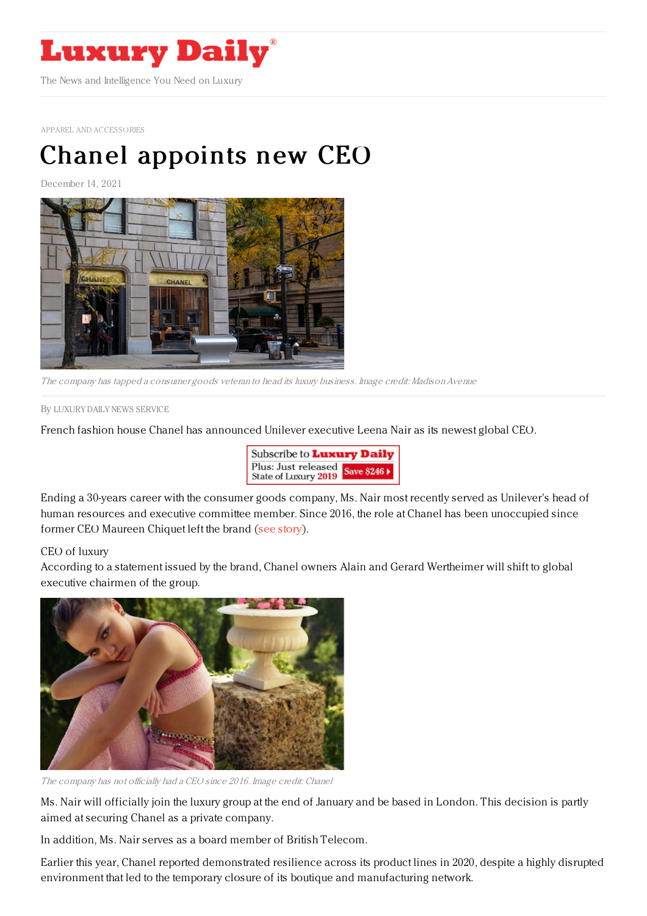# Luxury Daily

The News and Intelligence You Need on Luxury

APPAREL AND ACCESSORIES

# Chanel appoints new CEO

December 14, 2021

*The company has tapped a consumer goods veteran to head its luxury business. Image credit: Madison Avenue*

By LUXURY DAILY NEWS SERVICE

French fashion house Chanel has announced Unilever executive Leena Nair as its newest global CEO.

Subscribe to **Luxury Daily**
Plus: Just released State of Luxury 2019 **Save $246**

Ending a 30-years career with the consumer goods company, Ms. Nair most recently served as Unilever's head of human resources and executive committee member. Since 2016, the role at Chanel has been unoccupied since former CEO Maureen Chiquet left the brand (see story).

CEO of luxury

According to a statement issued by the brand, Chanel owners Alain and Gerard Wertheimer will shift to global executive chairmen of the group.

*The company has not officially had a CEO since 2016. Image credit: Chanel*

Ms. Nair will officially join the luxury group at the end of January and be based in London. This decision is partly aimed at securing Chanel as a private company.

In addition, Ms. Nair serves as a board member of British Telecom.

Earlier this year, Chanel reported demonstrated resilience across its product lines in 2020, despite a highly disrupted environment that led to the temporary closure of its boutique and manufacturing network.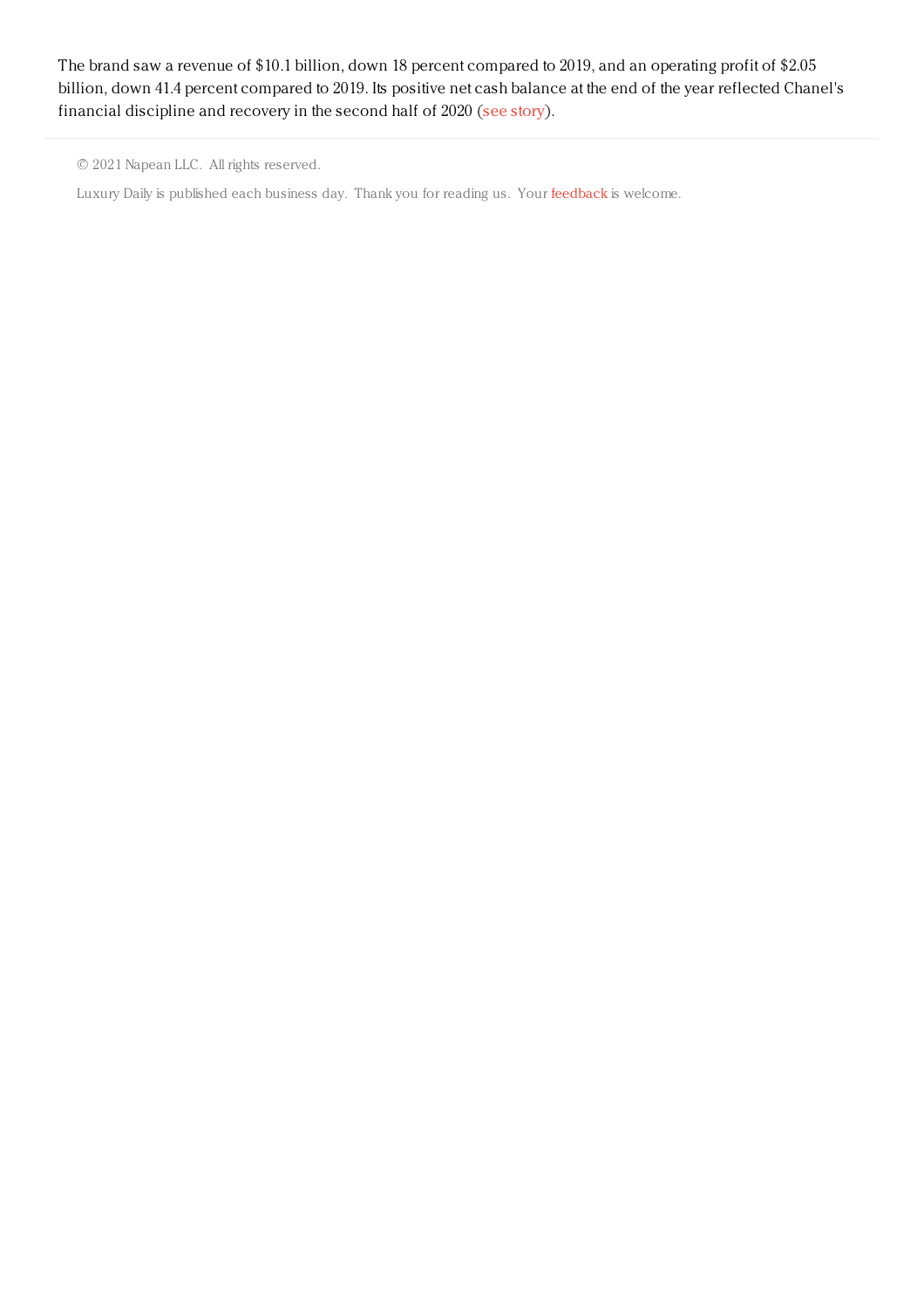The brand saw a revenue of $10.1 billion, down 18 percent compared to 2019, and an operating profit of $2.05 billion, down 41.4 percent compared to 2019. Its positive net cash balance at the end of the year reflected Chanel's financial discipline and recovery in the second half of 2020 (see story).

© 2021 Napean LLC. All rights reserved.

Luxury Daily is published each business day. Thank you for reading us. Your feedback is welcome.